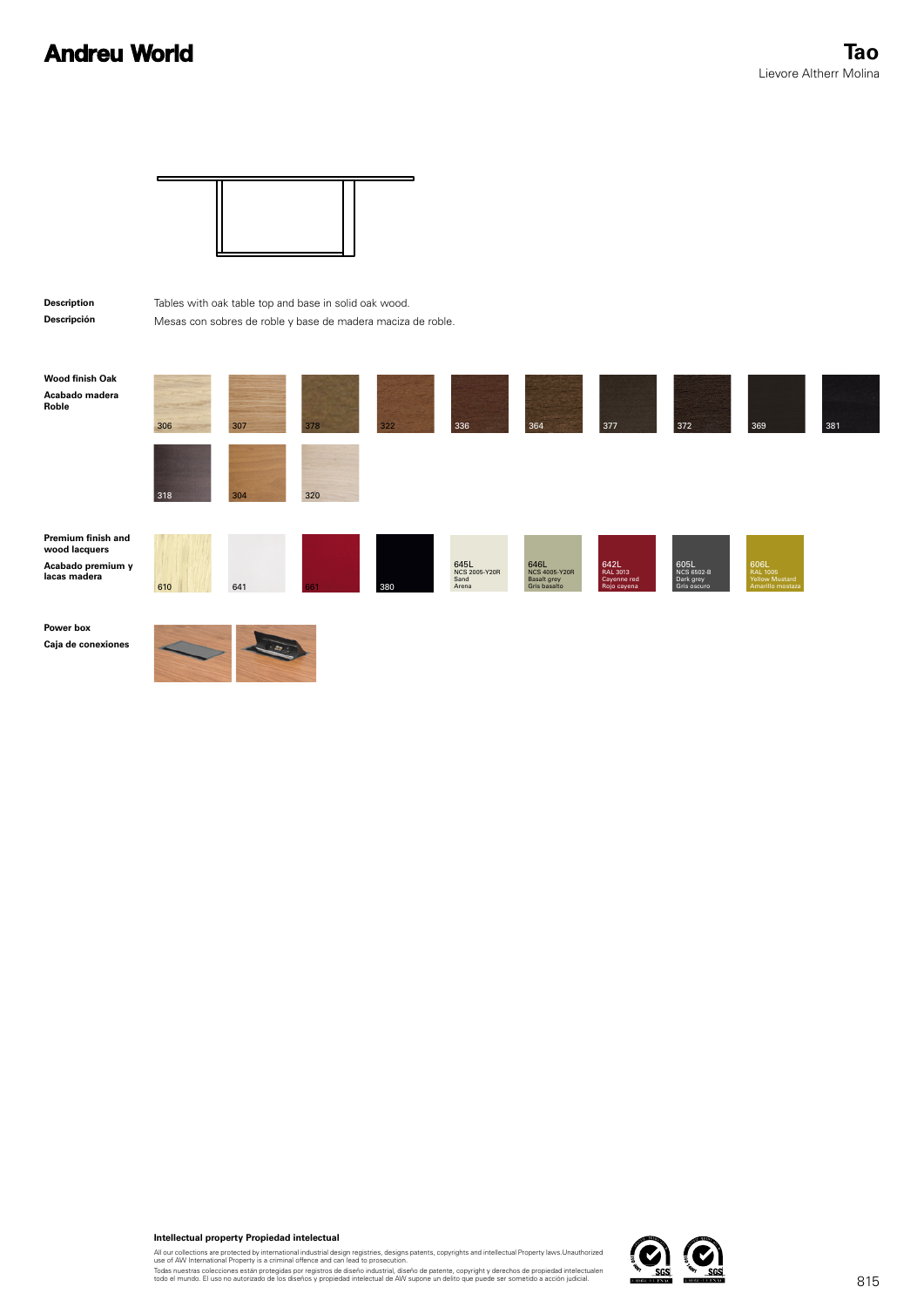# Andreu World

## Tao
Lievore Altherr Molina

**Description** — Tables with oak table top and base in solid oak wood.

**Descripción** — Mesas con sobres de roble y base de madera maciza de roble.

**Wood finish Oak**
**Acabado madera Roble**

306, 307, 378, 322, 336, 364, 377, 372, 369, 381, 318, 304, 320

**Premium finish and wood lacquers**
**Acabado premium y lacas madera**

610, 641, 661, 380

- 645L — NCS 2005-Y20R — Sand — Arena
- 646L — NCS 4005-Y20R — Basalt grey — Gris basalto
- 642L — RAL 3013 — Cayenne red — Rojo cayena
- 605L — NCS 6502-B — Dark grey — Gris oscuro
- 606L — RAL 1005 — Yellow Mustard — Amarillo mostaza

**Power box**
**Caja de conexiones**

**Intellectual property Propiedad intelectual**

All our collections are protected by international industrial design registries, designs patents, copyrights and intellectual Property laws.Unauthorized use of AW International Property is a criminal offence and can lead to prosecution.

Todas nuestras colecciones están protegidas por registros de diseño industrial, diseño de patente, copyright y derechos de propiedad intelectualen todo el mundo. El uso no autorizado de los diseños y propiedad intelectual de AW supone un delito que puede ser sometido a acción judicial.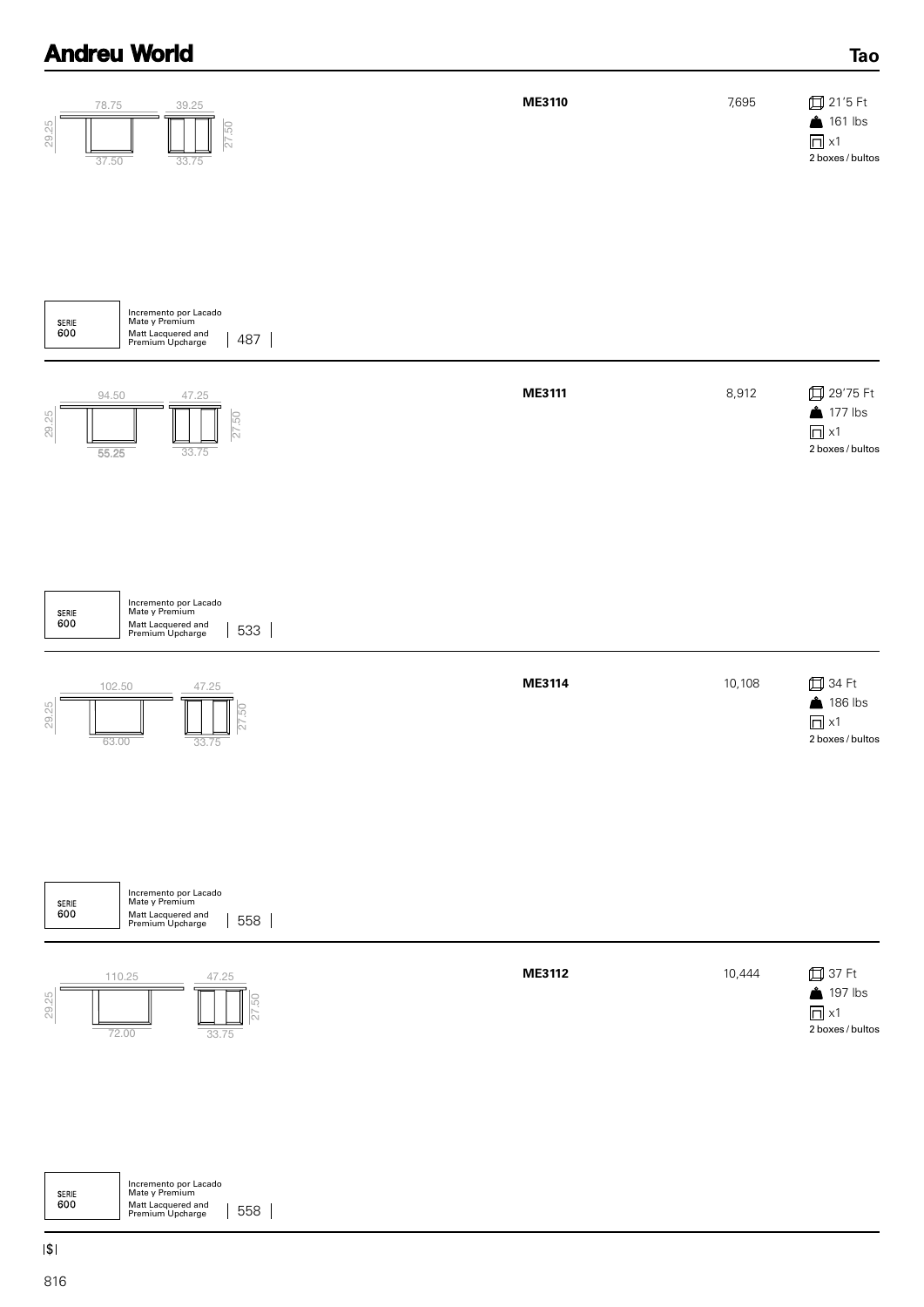| Dimensions | Model | Price | Shipping |
| --- | --- | --- | --- |
| 78.75 / 39.25 / 29.25 / 27.50 / 37.50 / 33.75 | **ME3110** | 7,695 | 21'5 Ft, 161 lbs, x1, 2 boxes / bultos |

SERIE 600 — Incremento por Lacado Mate y Premium / Matt Lacquered and Premium Upcharge | 487 |

| Dimensions | Model | Price | Shipping |
| --- | --- | --- | --- |
| 94.50 / 47.25 / 29.25 / 27.50 / 55.25 / 33.75 | **ME3111** | 8,912 | 29'75 Ft, 177 lbs, x1, 2 boxes / bultos |

SERIE 600 — Incremento por Lacado Mate y Premium / Matt Lacquered and Premium Upcharge | 533 |

| Dimensions | Model | Price | Shipping |
| --- | --- | --- | --- |
| 102.50 / 47.25 / 29.25 / 27.50 / 63.00 / 33.75 | **ME3114** | 10,108 | 34 Ft, 186 lbs, x1, 2 boxes / bultos |

SERIE 600 — Incremento por Lacado Mate y Premium / Matt Lacquered and Premium Upcharge | 558 |

| Dimensions | Model | Price | Shipping |
| --- | --- | --- | --- |
| 110.25 / 47.25 / 29.25 / 27.50 / 72.00 / 33.75 | **ME3112** | 10,444 | 37 Ft, 197 lbs, x1, 2 boxes / bultos |

SERIE 600 — Incremento por Lacado Mate y Premium / Matt Lacquered and Premium Upcharge | 558 |

|$|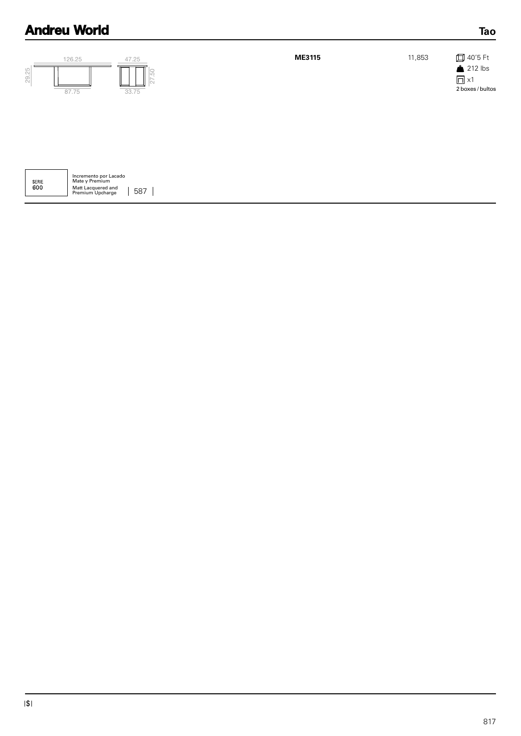126.25 | 47.25

29.25 | 27.50

87.75 | 33.75

| | | |
|---|---|---|
| **ME3115** | 11,853 | 40'5 Ft<br>212 lbs<br>x1<br>2 boxes / bultos |

| SERIE 600 | Incremento por Lacado Mate y Premium<br>Matt Lacquered and Premium Upcharge | 587 |
|---|---|---|

|$|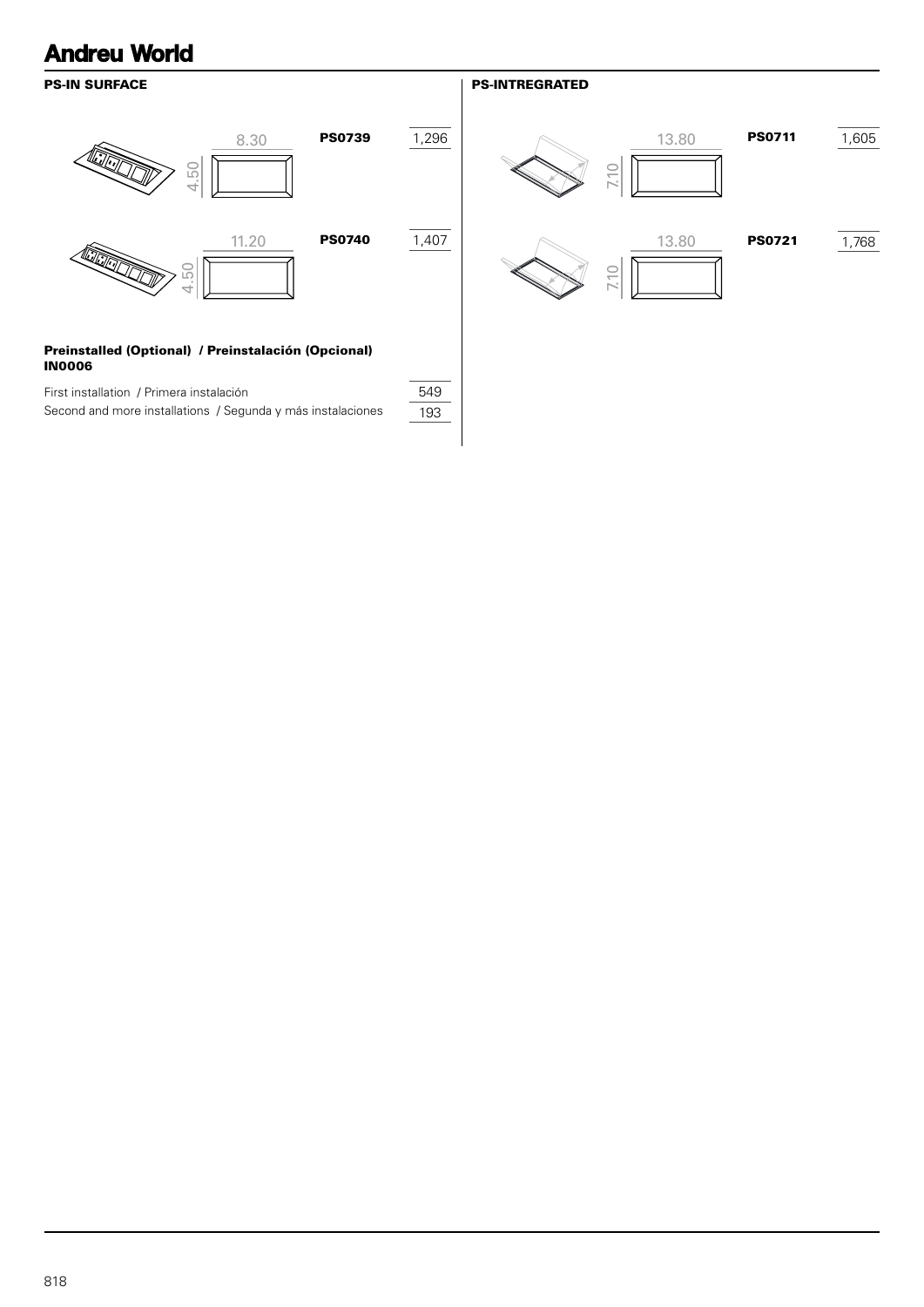## PS-IN SURFACE

| Width | Depth | Code | Price |
|---|---|---|---|
| 8.30 | 4.50 | **PS0739** | 1,296 |
| 11.20 | 4.50 | **PS0740** | 1,407 |

**Preinstalled (Optional) / Preinstalación (Opcional)**
**IN0006**

| | |
|---|---|
| First installation / Primera instalación | 549 |
| Second and more installations / Segunda y más instalaciones | 193 |

## PS-INTREGRATED

| Width | Depth | Code | Price |
|---|---|---|---|
| 13.80 | 7.10 | **PS0711** | 1,605 |
| 13.80 | 7.10 | **PS0721** | 1,768 |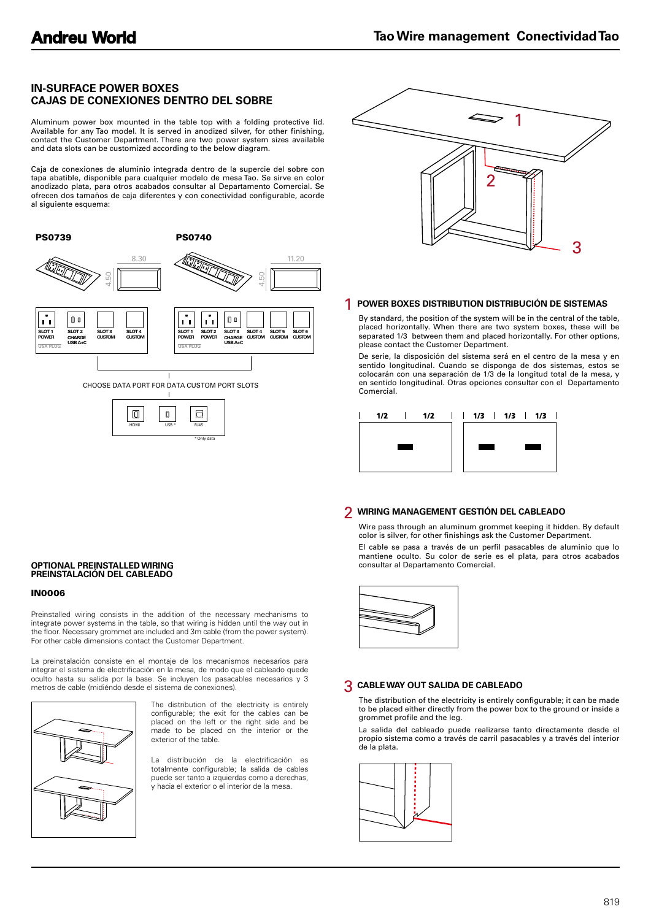## IN-SURFACE POWER BOXES
## CAJAS DE CONEXIONES DENTRO DEL SOBRE

Aluminum power box mounted in the table top with a folding protective lid. Available for any Tao model. It is served in anodized silver, for other finishing, contact the Customer Department. There are two power system sizes available and data slots can be customized according to the below diagram.

Caja de conexiones de aluminio integrada dentro de la supercie del sobre con tapa abatible, disponible para cualquier modelo de mesa Tao. Se sirve en color anodizado plata, para otros acabados consultar al Departamento Comercial. Se ofrecen dos tamaños de caja diferentes y con conectividad configurable, acorde al siguiente esquema:

**PS0739**

8.30 × 4.50

| SLOT 1 | SLOT 2 | SLOT 3 | SLOT 4 |
|---|---|---|---|
| POWER | CHARGE USB A+C | CUSTOM | CUSTOM |

USA PLUG

**PS0740**

11.20 × 4.50

| SLOT 1 | SLOT 2 | SLOT 3 | SLOT 4 | SLOT 5 | SLOT 6 |
|---|---|---|---|---|---|
| POWER | POWER | CHARGE USB A+C | CUSTOM | CUSTOM | CUSTOM |

USA PLUG

CHOOSE DATA PORT FOR DATA CUSTOM PORT SLOTS

HDMI | USB * | RJ45

* Only data

## 1 POWER BOXES DISTRIBUTION DISTRIBUCIÓN DE SISTEMAS

By standard, the position of the system will be in the central of the table, placed horizontally. When there are two system boxes, these will be separated 1/3 between them and placed horizontally. For other options, please contact the Customer Department.

De serie, la disposición del sistema será en el centro de la mesa y en sentido longitudinal. Cuando se disponga de dos sistemas, estos se colocarán con una separación de 1/3 de la longitud total de la mesa, y en sentido longitudinal. Otras opciones consultar con el Departamento Comercial.

1/2 | 1/2 — 1/3 | 1/3 | 1/3

## 2 WIRING MANAGEMENT GESTIÓN DEL CABLEADO

Wire pass through an aluminum grommet keeping it hidden. By default color is silver, for other finishings ask the Customer Department.

El cable se pasa a través de un perfil pasacables de aluminio que lo mantiene oculto. Su color de serie es el plata, para otros acabados consultar al Departamento Comercial.

## 3 CABLE WAY OUT SALIDA DE CABLEADO

The distribution of the electricity is entirely configurable; it can be made to be placed either directly from the power box to the ground or inside a grommet profile and the leg.

La salida del cableado puede realizarse tanto directamente desde el propio sistema como a través de carril pasacables y a través del interior de la plata.

## OPTIONAL PREINSTALLED WIRING
## PREINSTALACIÓN DEL CABLEADO

**IN0006**

Preinstalled wiring consists in the addition of the necessary mechanisms to integrate power systems in the table, so that wiring is hidden until the way out in the floor. Necessary grommet are included and 3m cable (from the power system). For other cable dimensions contact the Customer Department.

La preinstalación consiste en el montaje de los mecanismos necesarios para integrar el sistema de electrificación en la mesa, de modo que el cableado quede oculto hasta su salida por la base. Se incluyen los pasacables necesarios y 3 metros de cable (midiéndo desde el sistema de conexiones).

The distribution of the electricity is entirely configurable; the exit for the cables can be placed on the left or the right side and be made to be placed on the interior or the exterior of the table.

La distribución de la electrificación es totalmente configurable; la salida de cables puede ser tanto a izquierdas como a derechas, y hacia el exterior o el interior de la mesa.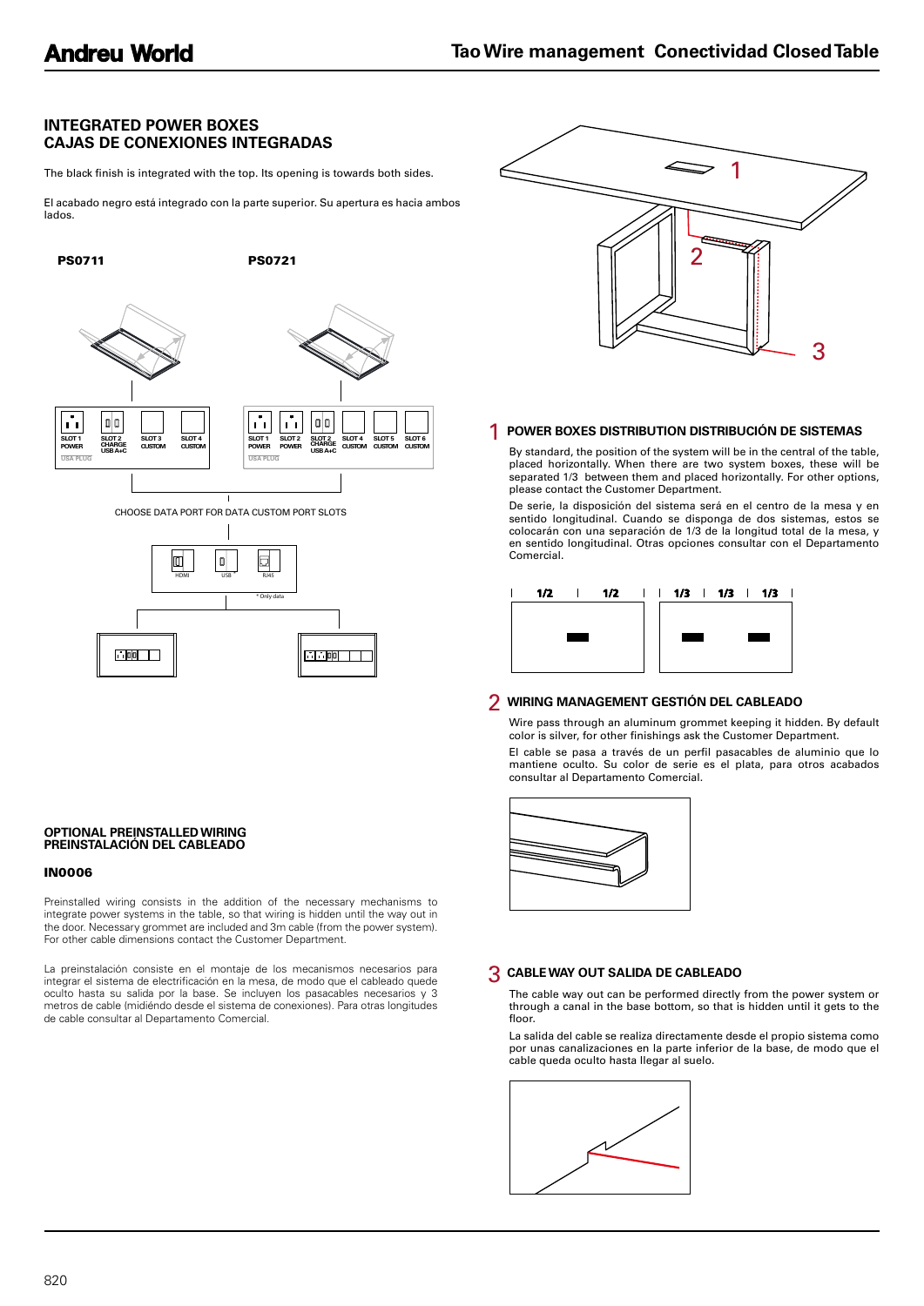# INTEGRATED POWER BOXES
# CAJAS DE CONEXIONES INTEGRADAS

The black finish is integrated with the top. Its opening is towards both sides.

El acabado negro está integrado con la parte superior. Su apertura es hacia ambos lados.

**PS0711**

SLOT 1 POWER
SLOT 2 CHARGE USB A+C
SLOT 3 CUSTOM
SLOT 4 CUSTOM
USA PLUG

**PS0721**

SLOT 1 POWER
SLOT 2 POWER
SLOT 2 CHARGE USB A+C
SLOT 4 CUSTOM
SLOT 5 CUSTOM
SLOT 6 CUSTOM
USA PLUG

CHOOSE DATA PORT FOR DATA CUSTOM PORT SLOTS

HDMI
USB
RJ45

* Only data

## OPTIONAL PREINSTALLED WIRING
## PREINSTALACIÓN DEL CABLEADO

**IN0006**

Preinstalled wiring consists in the addition of the necessary mechanisms to integrate power systems in the table, so that wiring is hidden until the way out in the door. Necessary grommet are included and 3m cable (from the power system). For other cable dimensions contact the Customer Department.

La preinstalación consiste en el montaje de los mecanismos necesarios para integrar el sistema de electrificación en la mesa, de modo que el cableado quede oculto hasta su salida por la base. Se incluyen los pasacables necesarios y 3 metros de cable (midiéndo desde el sistema de conexiones). Para otras longitudes de cable consultar al Departamento Comercial.

1

2

3

## 1 POWER BOXES DISTRIBUTION DISTRIBUCIÓN DE SISTEMAS

By standard, the position of the system will be in the central of the table, placed horizontally. When there are two system boxes, these will be separated 1/3 between them and placed horizontally. For other options, please contact the Customer Department.

De serie, la disposición del sistema será en el centro de la mesa y en sentido longitudinal. Cuando se disponga de dos sistemas, estos se colocarán con una separación de 1/3 de la longitud total de la mesa, y en sentido longitudinal. Otras opciones consultar con el Departamento Comercial.

1/2 1/2

1/3 1/3 1/3

## 2 WIRING MANAGEMENT GESTIÓN DEL CABLEADO

Wire pass through an aluminum grommet keeping it hidden. By default color is silver, for other finishings ask the Customer Department.

El cable se pasa a través de un perfil pasacables de aluminio que lo mantiene oculto. Su color de serie es el plata, para otros acabados consultar al Departamento Comercial.

## 3 CABLE WAY OUT SALIDA DE CABLEADO

The cable way out can be performed directly from the power system or through a canal in the base bottom, so that is hidden until it gets to the floor.

La salida del cable se realiza directamente desde el propio sistema como por unas canalizaciones en la parte inferior de la base, de modo que el cable queda oculto hasta llegar al suelo.